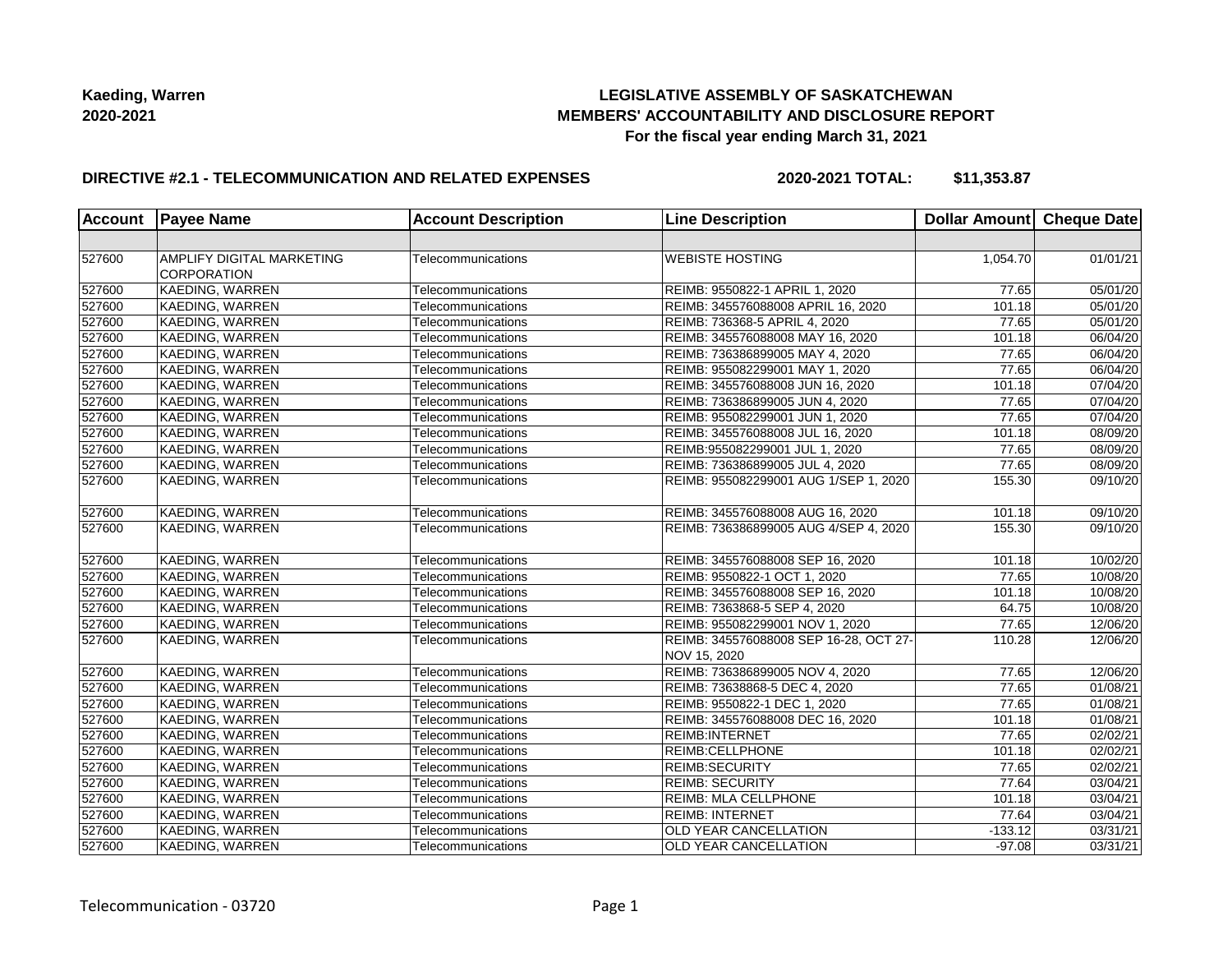**Kaeding, Warren**
**2020-2021**

**LEGISLATIVE ASSEMBLY OF SASKATCHEWAN**
**MEMBERS' ACCOUNTABILITY AND DISCLOSURE REPORT**
**For the fiscal year ending March 31, 2021**

**DIRECTIVE #2.1 - TELECOMMUNICATION AND RELATED EXPENSES** **2020-2021 TOTAL: $11,353.87**

| Account | Payee Name | Account Description | Line Description | Dollar Amount | Cheque Date |
|---|---|---|---|---|---|
| | | | | | |
| 527600 | AMPLIFY DIGITAL MARKETING CORPORATION | Telecommunications | WEBISTE HOSTING | 1,054.70 | 01/01/21 |
| 527600 | KAEDING, WARREN | Telecommunications | REIMB: 9550822-1 APRIL 1, 2020 | 77.65 | 05/01/20 |
| 527600 | KAEDING, WARREN | Telecommunications | REIMB: 345576088008 APRIL 16, 2020 | 101.18 | 05/01/20 |
| 527600 | KAEDING, WARREN | Telecommunications | REIMB: 736368-5 APRIL 4, 2020 | 77.65 | 05/01/20 |
| 527600 | KAEDING, WARREN | Telecommunications | REIMB: 345576088008 MAY 16, 2020 | 101.18 | 06/04/20 |
| 527600 | KAEDING, WARREN | Telecommunications | REIMB: 736386899005 MAY 4, 2020 | 77.65 | 06/04/20 |
| 527600 | KAEDING, WARREN | Telecommunications | REIMB: 955082299001 MAY 1, 2020 | 77.65 | 06/04/20 |
| 527600 | KAEDING, WARREN | Telecommunications | REIMB: 345576088008 JUN 16, 2020 | 101.18 | 07/04/20 |
| 527600 | KAEDING, WARREN | Telecommunications | REIMB: 736386899005 JUN 4, 2020 | 77.65 | 07/04/20 |
| 527600 | KAEDING, WARREN | Telecommunications | REIMB: 955082299001 JUN 1, 2020 | 77.65 | 07/04/20 |
| 527600 | KAEDING, WARREN | Telecommunications | REIMB: 345576088008 JUL 16, 2020 | 101.18 | 08/09/20 |
| 527600 | KAEDING, WARREN | Telecommunications | REIMB:955082299001 JUL 1, 2020 | 77.65 | 08/09/20 |
| 527600 | KAEDING, WARREN | Telecommunications | REIMB: 736386899005 JUL 4, 2020 | 77.65 | 08/09/20 |
| 527600 | KAEDING, WARREN | Telecommunications | REIMB: 955082299001 AUG 1/SEP 1, 2020 | 155.30 | 09/10/20 |
| 527600 | KAEDING, WARREN | Telecommunications | REIMB: 345576088008 AUG 16, 2020 | 101.18 | 09/10/20 |
| 527600 | KAEDING, WARREN | Telecommunications | REIMB: 736386899005 AUG 4/SEP 4, 2020 | 155.30 | 09/10/20 |
| 527600 | KAEDING, WARREN | Telecommunications | REIMB: 345576088008 SEP 16, 2020 | 101.18 | 10/02/20 |
| 527600 | KAEDING, WARREN | Telecommunications | REIMB: 9550822-1 OCT 1, 2020 | 77.65 | 10/08/20 |
| 527600 | KAEDING, WARREN | Telecommunications | REIMB: 345576088008 SEP 16, 2020 | 101.18 | 10/08/20 |
| 527600 | KAEDING, WARREN | Telecommunications | REIMB: 7363868-5 SEP 4, 2020 | 64.75 | 10/08/20 |
| 527600 | KAEDING, WARREN | Telecommunications | REIMB: 955082299001 NOV 1, 2020 | 77.65 | 12/06/20 |
| 527600 | KAEDING, WARREN | Telecommunications | REIMB: 345576088008 SEP 16-28, OCT 27-NOV 15, 2020 | 110.28 | 12/06/20 |
| 527600 | KAEDING, WARREN | Telecommunications | REIMB: 736386899005 NOV 4, 2020 | 77.65 | 12/06/20 |
| 527600 | KAEDING, WARREN | Telecommunications | REIMB: 73638868-5 DEC 4, 2020 | 77.65 | 01/08/21 |
| 527600 | KAEDING, WARREN | Telecommunications | REIMB: 9550822-1 DEC 1, 2020 | 77.65 | 01/08/21 |
| 527600 | KAEDING, WARREN | Telecommunications | REIMB: 345576088008 DEC 16, 2020 | 101.18 | 01/08/21 |
| 527600 | KAEDING, WARREN | Telecommunications | REIMB:INTERNET | 77.65 | 02/02/21 |
| 527600 | KAEDING, WARREN | Telecommunications | REIMB:CELLPHONE | 101.18 | 02/02/21 |
| 527600 | KAEDING, WARREN | Telecommunications | REIMB:SECURITY | 77.65 | 02/02/21 |
| 527600 | KAEDING, WARREN | Telecommunications | REIMB: SECURITY | 77.64 | 03/04/21 |
| 527600 | KAEDING, WARREN | Telecommunications | REIMB: MLA CELLPHONE | 101.18 | 03/04/21 |
| 527600 | KAEDING, WARREN | Telecommunications | REIMB: INTERNET | 77.64 | 03/04/21 |
| 527600 | KAEDING, WARREN | Telecommunications | OLD YEAR CANCELLATION | -133.12 | 03/31/21 |
| 527600 | KAEDING, WARREN | Telecommunications | OLD YEAR CANCELLATION | -97.08 | 03/31/21 |

Telecommunication - 03720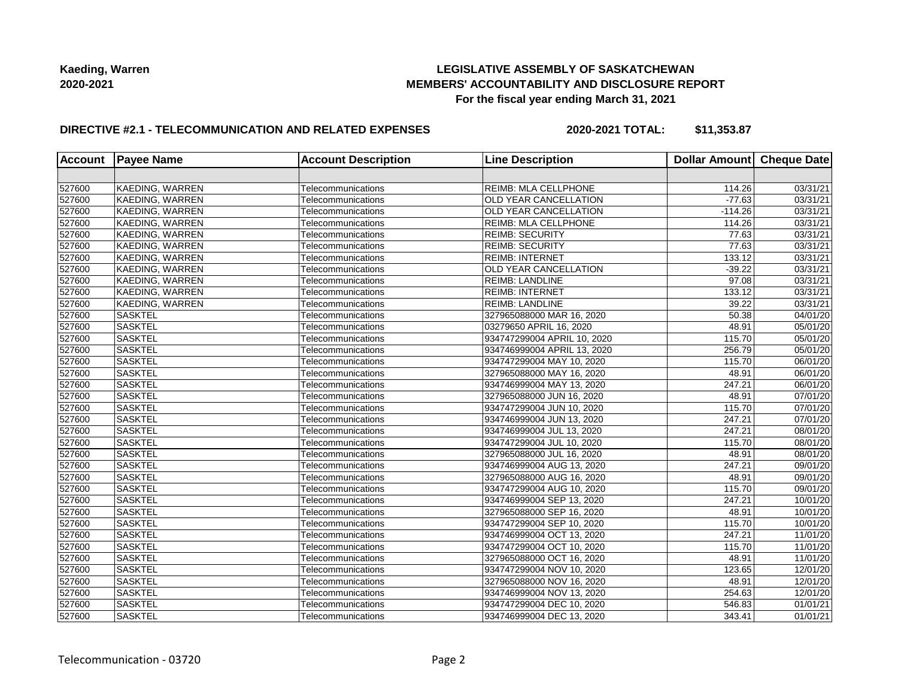**Kaeding, Warren**
**2020-2021**

**LEGISLATIVE ASSEMBLY OF SASKATCHEWAN**
**MEMBERS' ACCOUNTABILITY AND DISCLOSURE REPORT**
**For the fiscal year ending March 31, 2021**

**DIRECTIVE #2.1 - TELECOMMUNICATION AND RELATED EXPENSES** **2020-2021 TOTAL: $11,353.87**

| Account | Payee Name | Account Description | Line Description | Dollar Amount | Cheque Date |
|---|---|---|---|---|---|
| | | | | | |
| 527600 | KAEDING, WARREN | Telecommunications | REIMB: MLA CELLPHONE | 114.26 | 03/31/21 |
| 527600 | KAEDING, WARREN | Telecommunications | OLD YEAR CANCELLATION | -77.63 | 03/31/21 |
| 527600 | KAEDING, WARREN | Telecommunications | OLD YEAR CANCELLATION | -114.26 | 03/31/21 |
| 527600 | KAEDING, WARREN | Telecommunications | REIMB: MLA CELLPHONE | 114.26 | 03/31/21 |
| 527600 | KAEDING, WARREN | Telecommunications | REIMB: SECURITY | 77.63 | 03/31/21 |
| 527600 | KAEDING, WARREN | Telecommunications | REIMB: SECURITY | 77.63 | 03/31/21 |
| 527600 | KAEDING, WARREN | Telecommunications | REIMB: INTERNET | 133.12 | 03/31/21 |
| 527600 | KAEDING, WARREN | Telecommunications | OLD YEAR CANCELLATION | -39.22 | 03/31/21 |
| 527600 | KAEDING, WARREN | Telecommunications | REIMB: LANDLINE | 97.08 | 03/31/21 |
| 527600 | KAEDING, WARREN | Telecommunications | REIMB: INTERNET | 133.12 | 03/31/21 |
| 527600 | KAEDING, WARREN | Telecommunications | REIMB: LANDLINE | 39.22 | 03/31/21 |
| 527600 | SASKTEL | Telecommunications | 327965088000 MAR 16, 2020 | 50.38 | 04/01/20 |
| 527600 | SASKTEL | Telecommunications | 03279650 APRIL 16, 2020 | 48.91 | 05/01/20 |
| 527600 | SASKTEL | Telecommunications | 934747299004 APRIL 10, 2020 | 115.70 | 05/01/20 |
| 527600 | SASKTEL | Telecommunications | 934746999004 APRIL 13, 2020 | 256.79 | 05/01/20 |
| 527600 | SASKTEL | Telecommunications | 934747299004 MAY 10, 2020 | 115.70 | 06/01/20 |
| 527600 | SASKTEL | Telecommunications | 327965088000 MAY 16, 2020 | 48.91 | 06/01/20 |
| 527600 | SASKTEL | Telecommunications | 934746999004 MAY 13, 2020 | 247.21 | 06/01/20 |
| 527600 | SASKTEL | Telecommunications | 327965088000 JUN 16, 2020 | 48.91 | 07/01/20 |
| 527600 | SASKTEL | Telecommunications | 934747299004 JUN 10, 2020 | 115.70 | 07/01/20 |
| 527600 | SASKTEL | Telecommunications | 934746999004 JUN 13, 2020 | 247.21 | 07/01/20 |
| 527600 | SASKTEL | Telecommunications | 934746999004 JUL 13, 2020 | 247.21 | 08/01/20 |
| 527600 | SASKTEL | Telecommunications | 934747299004 JUL 10, 2020 | 115.70 | 08/01/20 |
| 527600 | SASKTEL | Telecommunications | 327965088000 JUL 16, 2020 | 48.91 | 08/01/20 |
| 527600 | SASKTEL | Telecommunications | 934746999004 AUG 13, 2020 | 247.21 | 09/01/20 |
| 527600 | SASKTEL | Telecommunications | 327965088000 AUG 16, 2020 | 48.91 | 09/01/20 |
| 527600 | SASKTEL | Telecommunications | 934747299004 AUG 10, 2020 | 115.70 | 09/01/20 |
| 527600 | SASKTEL | Telecommunications | 934746999004 SEP 13, 2020 | 247.21 | 10/01/20 |
| 527600 | SASKTEL | Telecommunications | 327965088000 SEP 16, 2020 | 48.91 | 10/01/20 |
| 527600 | SASKTEL | Telecommunications | 934747299004 SEP 10, 2020 | 115.70 | 10/01/20 |
| 527600 | SASKTEL | Telecommunications | 934746999004 OCT 13, 2020 | 247.21 | 11/01/20 |
| 527600 | SASKTEL | Telecommunications | 934747299004 OCT 10, 2020 | 115.70 | 11/01/20 |
| 527600 | SASKTEL | Telecommunications | 327965088000 OCT 16, 2020 | 48.91 | 11/01/20 |
| 527600 | SASKTEL | Telecommunications | 934747299004 NOV 10, 2020 | 123.65 | 12/01/20 |
| 527600 | SASKTEL | Telecommunications | 327965088000 NOV 16, 2020 | 48.91 | 12/01/20 |
| 527600 | SASKTEL | Telecommunications | 934746999004 NOV 13, 2020 | 254.63 | 12/01/20 |
| 527600 | SASKTEL | Telecommunications | 934747299004 DEC 10, 2020 | 546.83 | 01/01/21 |
| 527600 | SASKTEL | Telecommunications | 934746999004 DEC 13, 2020 | 343.41 | 01/01/21 |

Telecommunication - 03720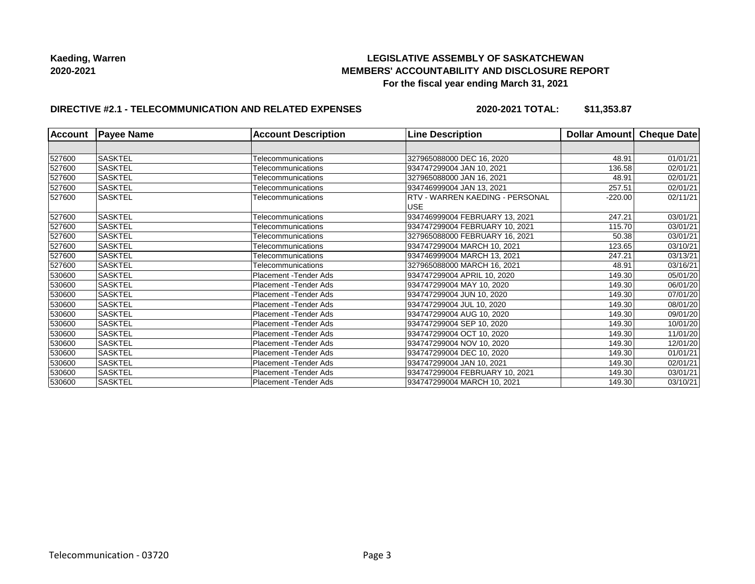**Kaeding, Warren**
**2020-2021**

# LEGISLATIVE ASSEMBLY OF SASKATCHEWAN
## MEMBERS' ACCOUNTABILITY AND DISCLOSURE REPORT
### For the fiscal year ending March 31, 2021

**DIRECTIVE #2.1 - TELECOMMUNICATION AND RELATED EXPENSES** **2020-2021 TOTAL: $11,353.87**

| Account | Payee Name | Account Description | Line Description | Dollar Amount | Cheque Date |
|---|---|---|---|---|---|
| | | | | | |
| 527600 | SASKTEL | Telecommunications | 327965088000 DEC 16, 2020 | 48.91 | 01/01/21 |
| 527600 | SASKTEL | Telecommunications | 934747299004 JAN 10, 2021 | 136.58 | 02/01/21 |
| 527600 | SASKTEL | Telecommunications | 327965088000 JAN 16, 2021 | 48.91 | 02/01/21 |
| 527600 | SASKTEL | Telecommunications | 934746999004 JAN 13, 2021 | 257.51 | 02/01/21 |
| 527600 | SASKTEL | Telecommunications | RTV - WARREN KAEDING - PERSONAL USE | -220.00 | 02/11/21 |
| 527600 | SASKTEL | Telecommunications | 934746999004 FEBRUARY 13, 2021 | 247.21 | 03/01/21 |
| 527600 | SASKTEL | Telecommunications | 934747299004 FEBRUARY 10, 2021 | 115.70 | 03/01/21 |
| 527600 | SASKTEL | Telecommunications | 327965088000 FEBRUARY 16, 2021 | 50.38 | 03/01/21 |
| 527600 | SASKTEL | Telecommunications | 934747299004 MARCH 10, 2021 | 123.65 | 03/10/21 |
| 527600 | SASKTEL | Telecommunications | 934746999004 MARCH 13, 2021 | 247.21 | 03/13/21 |
| 527600 | SASKTEL | Telecommunications | 327965088000 MARCH 16, 2021 | 48.91 | 03/16/21 |
| 530600 | SASKTEL | Placement -Tender Ads | 934747299004 APRIL 10, 2020 | 149.30 | 05/01/20 |
| 530600 | SASKTEL | Placement -Tender Ads | 934747299004 MAY 10, 2020 | 149.30 | 06/01/20 |
| 530600 | SASKTEL | Placement -Tender Ads | 934747299004 JUN 10, 2020 | 149.30 | 07/01/20 |
| 530600 | SASKTEL | Placement -Tender Ads | 934747299004 JUL 10, 2020 | 149.30 | 08/01/20 |
| 530600 | SASKTEL | Placement -Tender Ads | 934747299004 AUG 10, 2020 | 149.30 | 09/01/20 |
| 530600 | SASKTEL | Placement -Tender Ads | 934747299004 SEP 10, 2020 | 149.30 | 10/01/20 |
| 530600 | SASKTEL | Placement -Tender Ads | 934747299004 OCT 10, 2020 | 149.30 | 11/01/20 |
| 530600 | SASKTEL | Placement -Tender Ads | 934747299004 NOV 10, 2020 | 149.30 | 12/01/20 |
| 530600 | SASKTEL | Placement -Tender Ads | 934747299004 DEC 10, 2020 | 149.30 | 01/01/21 |
| 530600 | SASKTEL | Placement -Tender Ads | 934747299004 JAN 10, 2021 | 149.30 | 02/01/21 |
| 530600 | SASKTEL | Placement -Tender Ads | 934747299004 FEBRUARY 10, 2021 | 149.30 | 03/01/21 |
| 530600 | SASKTEL | Placement -Tender Ads | 934747299004 MARCH 10, 2021 | 149.30 | 03/10/21 |

Telecommunication - 03720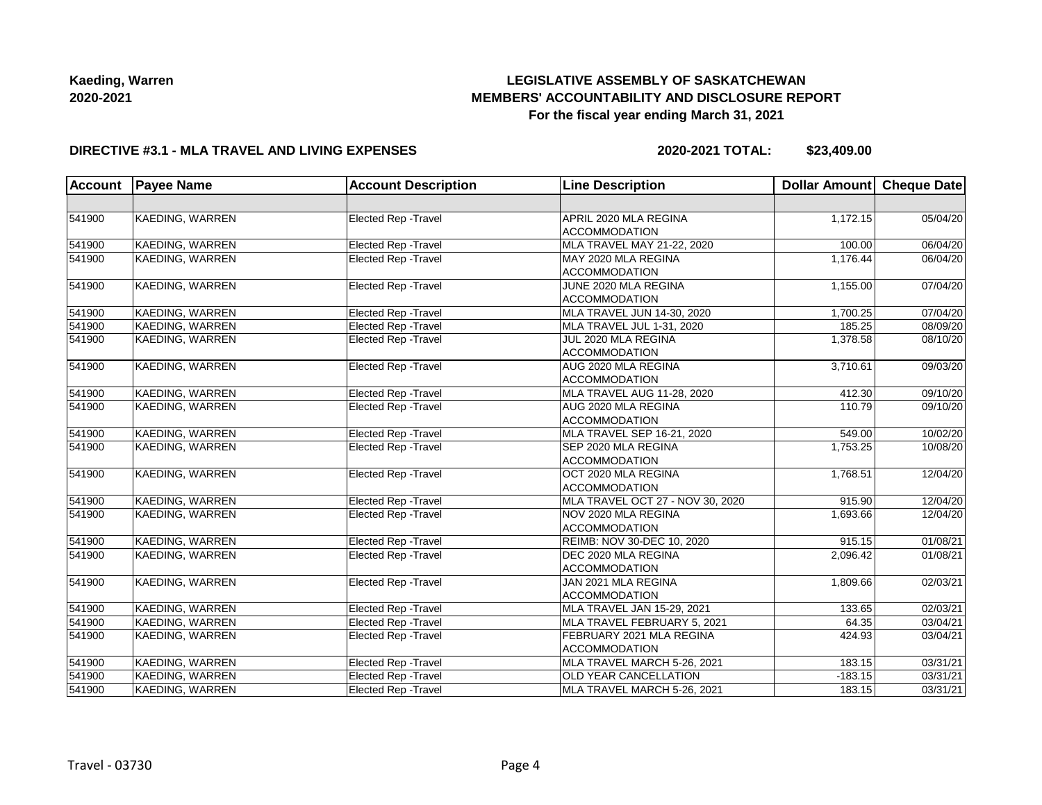**Kaeding, Warren**
**2020-2021**

# LEGISLATIVE ASSEMBLY OF SASKATCHEWAN
## MEMBERS' ACCOUNTABILITY AND DISCLOSURE REPORT
### For the fiscal year ending March 31, 2021

**DIRECTIVE #3.1 - MLA TRAVEL AND LIVING EXPENSES** **2020-2021 TOTAL: $23,409.00**

| Account | Payee Name | Account Description | Line Description | Dollar Amount | Cheque Date |
|---|---|---|---|---|---|
| | | | | | |
| 541900 | KAEDING, WARREN | Elected Rep -Travel | APRIL 2020 MLA REGINA ACCOMMODATION | 1,172.15 | 05/04/20 |
| 541900 | KAEDING, WARREN | Elected Rep -Travel | MLA TRAVEL MAY 21-22, 2020 | 100.00 | 06/04/20 |
| 541900 | KAEDING, WARREN | Elected Rep -Travel | MAY 2020 MLA REGINA ACCOMMODATION | 1,176.44 | 06/04/20 |
| 541900 | KAEDING, WARREN | Elected Rep -Travel | JUNE 2020 MLA REGINA ACCOMMODATION | 1,155.00 | 07/04/20 |
| 541900 | KAEDING, WARREN | Elected Rep -Travel | MLA TRAVEL JUN 14-30, 2020 | 1,700.25 | 07/04/20 |
| 541900 | KAEDING, WARREN | Elected Rep -Travel | MLA TRAVEL JUL 1-31, 2020 | 185.25 | 08/09/20 |
| 541900 | KAEDING, WARREN | Elected Rep -Travel | JUL 2020 MLA REGINA ACCOMMODATION | 1,378.58 | 08/10/20 |
| 541900 | KAEDING, WARREN | Elected Rep -Travel | AUG 2020 MLA REGINA ACCOMMODATION | 3,710.61 | 09/03/20 |
| 541900 | KAEDING, WARREN | Elected Rep -Travel | MLA TRAVEL AUG 11-28, 2020 | 412.30 | 09/10/20 |
| 541900 | KAEDING, WARREN | Elected Rep -Travel | AUG 2020 MLA REGINA ACCOMMODATION | 110.79 | 09/10/20 |
| 541900 | KAEDING, WARREN | Elected Rep -Travel | MLA TRAVEL SEP 16-21, 2020 | 549.00 | 10/02/20 |
| 541900 | KAEDING, WARREN | Elected Rep -Travel | SEP 2020 MLA REGINA ACCOMMODATION | 1,753.25 | 10/08/20 |
| 541900 | KAEDING, WARREN | Elected Rep -Travel | OCT 2020 MLA REGINA ACCOMMODATION | 1,768.51 | 12/04/20 |
| 541900 | KAEDING, WARREN | Elected Rep -Travel | MLA TRAVEL OCT 27 - NOV 30, 2020 | 915.90 | 12/04/20 |
| 541900 | KAEDING, WARREN | Elected Rep -Travel | NOV 2020 MLA REGINA ACCOMMODATION | 1,693.66 | 12/04/20 |
| 541900 | KAEDING, WARREN | Elected Rep -Travel | REIMB: NOV 30-DEC 10, 2020 | 915.15 | 01/08/21 |
| 541900 | KAEDING, WARREN | Elected Rep -Travel | DEC 2020 MLA REGINA ACCOMMODATION | 2,096.42 | 01/08/21 |
| 541900 | KAEDING, WARREN | Elected Rep -Travel | JAN 2021 MLA REGINA ACCOMMODATION | 1,809.66 | 02/03/21 |
| 541900 | KAEDING, WARREN | Elected Rep -Travel | MLA TRAVEL JAN 15-29, 2021 | 133.65 | 02/03/21 |
| 541900 | KAEDING, WARREN | Elected Rep -Travel | MLA TRAVEL FEBRUARY 5, 2021 | 64.35 | 03/04/21 |
| 541900 | KAEDING, WARREN | Elected Rep -Travel | FEBRUARY 2021 MLA REGINA ACCOMMODATION | 424.93 | 03/04/21 |
| 541900 | KAEDING, WARREN | Elected Rep -Travel | MLA TRAVEL MARCH 5-26, 2021 | 183.15 | 03/31/21 |
| 541900 | KAEDING, WARREN | Elected Rep -Travel | OLD YEAR CANCELLATION | -183.15 | 03/31/21 |
| 541900 | KAEDING, WARREN | Elected Rep -Travel | MLA TRAVEL MARCH 5-26, 2021 | 183.15 | 03/31/21 |

Travel - 03730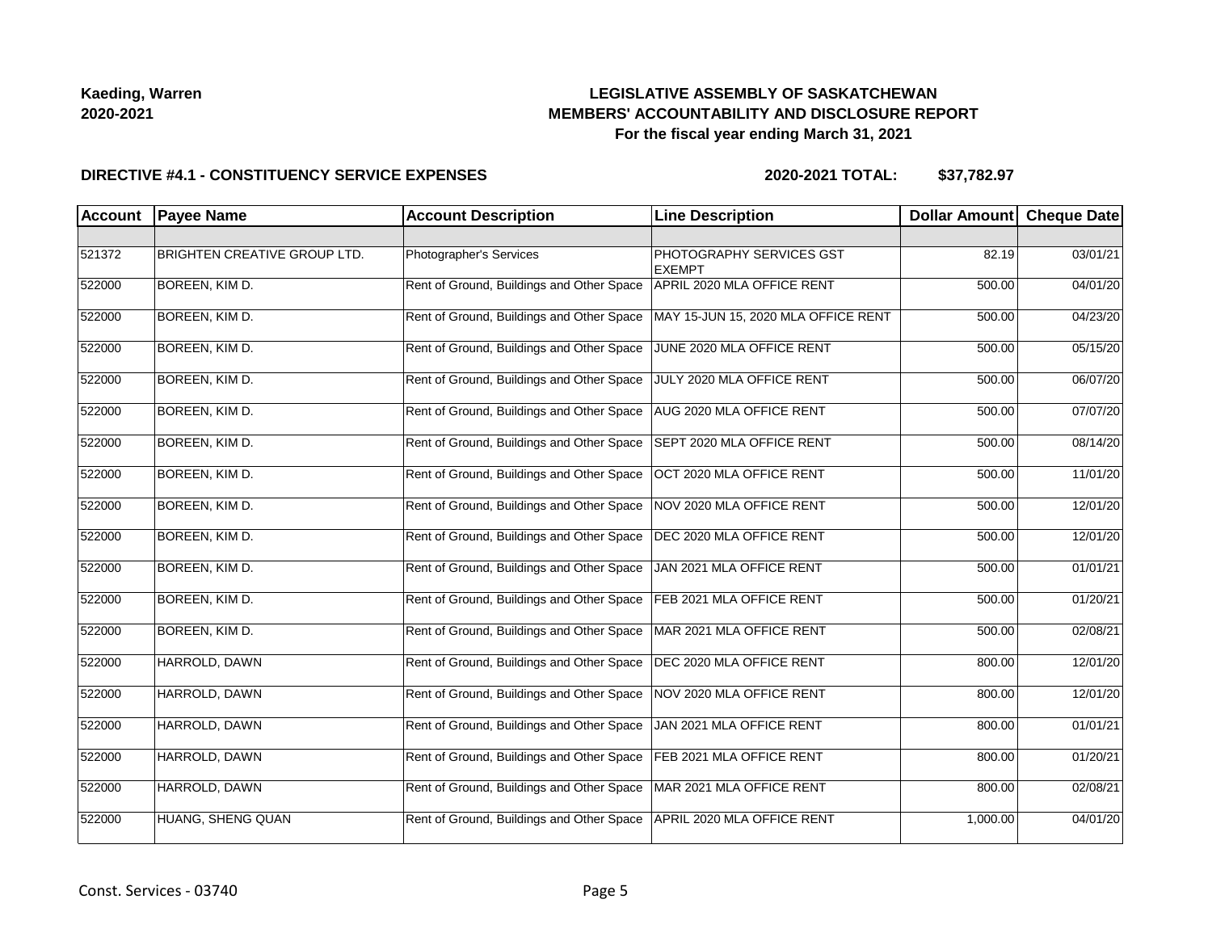**Kaeding, Warren**
**2020-2021**

# LEGISLATIVE ASSEMBLY OF SASKATCHEWAN
## MEMBERS' ACCOUNTABILITY AND DISCLOSURE REPORT
### For the fiscal year ending March 31, 2021

**DIRECTIVE #4.1 - CONSTITUENCY SERVICE EXPENSES** **2020-2021 TOTAL: $37,782.97**

| Account | Payee Name | Account Description | Line Description | Dollar Amount | Cheque Date |
|---|---|---|---|---|---|
| | | | | | |
| 521372 | BRIGHTEN CREATIVE GROUP LTD. | Photographer's Services | PHOTOGRAPHY SERVICES GST EXEMPT | 82.19 | 03/01/21 |
| 522000 | BOREEN, KIM D. | Rent of Ground, Buildings and Other Space | APRIL 2020 MLA OFFICE RENT | 500.00 | 04/01/20 |
| 522000 | BOREEN, KIM D. | Rent of Ground, Buildings and Other Space | MAY 15-JUN 15, 2020 MLA OFFICE RENT | 500.00 | 04/23/20 |
| 522000 | BOREEN, KIM D. | Rent of Ground, Buildings and Other Space | JUNE 2020 MLA OFFICE RENT | 500.00 | 05/15/20 |
| 522000 | BOREEN, KIM D. | Rent of Ground, Buildings and Other Space | JULY 2020 MLA OFFICE RENT | 500.00 | 06/07/20 |
| 522000 | BOREEN, KIM D. | Rent of Ground, Buildings and Other Space | AUG 2020 MLA OFFICE RENT | 500.00 | 07/07/20 |
| 522000 | BOREEN, KIM D. | Rent of Ground, Buildings and Other Space | SEPT 2020 MLA OFFICE RENT | 500.00 | 08/14/20 |
| 522000 | BOREEN, KIM D. | Rent of Ground, Buildings and Other Space | OCT 2020 MLA OFFICE RENT | 500.00 | 11/01/20 |
| 522000 | BOREEN, KIM D. | Rent of Ground, Buildings and Other Space | NOV 2020 MLA OFFICE RENT | 500.00 | 12/01/20 |
| 522000 | BOREEN, KIM D. | Rent of Ground, Buildings and Other Space | DEC 2020 MLA OFFICE RENT | 500.00 | 12/01/20 |
| 522000 | BOREEN, KIM D. | Rent of Ground, Buildings and Other Space | JAN 2021 MLA OFFICE RENT | 500.00 | 01/01/21 |
| 522000 | BOREEN, KIM D. | Rent of Ground, Buildings and Other Space | FEB 2021 MLA OFFICE RENT | 500.00 | 01/20/21 |
| 522000 | BOREEN, KIM D. | Rent of Ground, Buildings and Other Space | MAR 2021 MLA OFFICE RENT | 500.00 | 02/08/21 |
| 522000 | HARROLD, DAWN | Rent of Ground, Buildings and Other Space | DEC 2020 MLA OFFICE RENT | 800.00 | 12/01/20 |
| 522000 | HARROLD, DAWN | Rent of Ground, Buildings and Other Space | NOV 2020 MLA OFFICE RENT | 800.00 | 12/01/20 |
| 522000 | HARROLD, DAWN | Rent of Ground, Buildings and Other Space | JAN 2021 MLA OFFICE RENT | 800.00 | 01/01/21 |
| 522000 | HARROLD, DAWN | Rent of Ground, Buildings and Other Space | FEB 2021 MLA OFFICE RENT | 800.00 | 01/20/21 |
| 522000 | HARROLD, DAWN | Rent of Ground, Buildings and Other Space | MAR 2021 MLA OFFICE RENT | 800.00 | 02/08/21 |
| 522000 | HUANG, SHENG QUAN | Rent of Ground, Buildings and Other Space | APRIL 2020 MLA OFFICE RENT | 1,000.00 | 04/01/20 |

Const. Services - 03740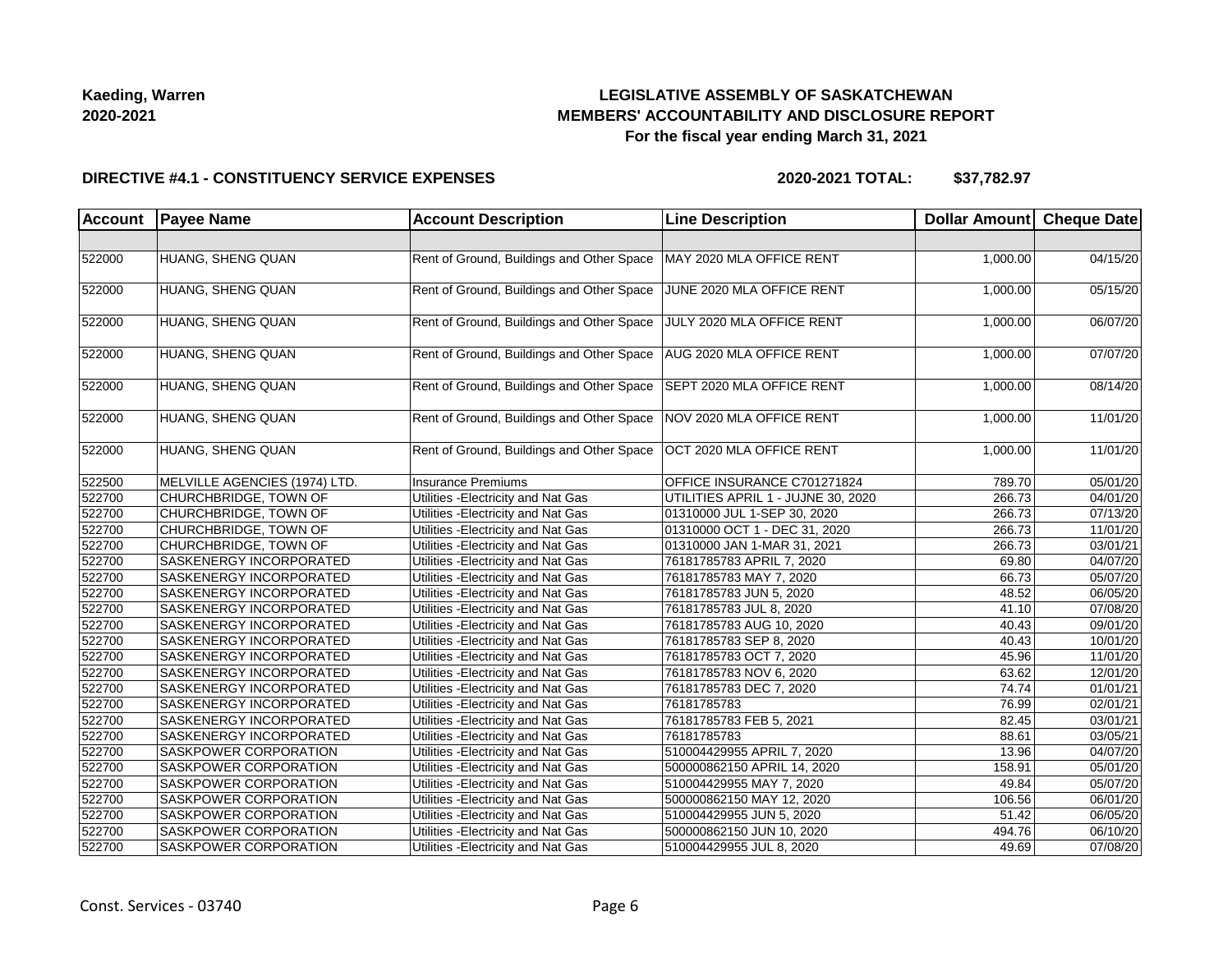**Kaeding, Warren**
**2020-2021**

**LEGISLATIVE ASSEMBLY OF SASKATCHEWAN**
**MEMBERS' ACCOUNTABILITY AND DISCLOSURE REPORT**
**For the fiscal year ending March 31, 2021**

**DIRECTIVE #4.1 - CONSTITUENCY SERVICE EXPENSES** **2020-2021 TOTAL: $37,782.97**

| Account | Payee Name | Account Description | Line Description | Dollar Amount | Cheque Date |
|---|---|---|---|---|---|
| | | | | | |
| 522000 | HUANG, SHENG QUAN | Rent of Ground, Buildings and Other Space | MAY 2020 MLA OFFICE RENT | 1,000.00 | 04/15/20 |
| 522000 | HUANG, SHENG QUAN | Rent of Ground, Buildings and Other Space | JUNE 2020 MLA OFFICE RENT | 1,000.00 | 05/15/20 |
| 522000 | HUANG, SHENG QUAN | Rent of Ground, Buildings and Other Space | JULY 2020 MLA OFFICE RENT | 1,000.00 | 06/07/20 |
| 522000 | HUANG, SHENG QUAN | Rent of Ground, Buildings and Other Space | AUG 2020 MLA OFFICE RENT | 1,000.00 | 07/07/20 |
| 522000 | HUANG, SHENG QUAN | Rent of Ground, Buildings and Other Space | SEPT 2020 MLA OFFICE RENT | 1,000.00 | 08/14/20 |
| 522000 | HUANG, SHENG QUAN | Rent of Ground, Buildings and Other Space | NOV 2020 MLA OFFICE RENT | 1,000.00 | 11/01/20 |
| 522000 | HUANG, SHENG QUAN | Rent of Ground, Buildings and Other Space | OCT 2020 MLA OFFICE RENT | 1,000.00 | 11/01/20 |
| 522500 | MELVILLE AGENCIES (1974) LTD. | Insurance Premiums | OFFICE INSURANCE C701271824 | 789.70 | 05/01/20 |
| 522700 | CHURCHBRIDGE, TOWN OF | Utilities -Electricity and Nat Gas | UTILITIES APRIL 1 - JUJNE 30, 2020 | 266.73 | 04/01/20 |
| 522700 | CHURCHBRIDGE, TOWN OF | Utilities -Electricity and Nat Gas | 01310000 JUL 1-SEP 30, 2020 | 266.73 | 07/13/20 |
| 522700 | CHURCHBRIDGE, TOWN OF | Utilities -Electricity and Nat Gas | 01310000 OCT 1 - DEC 31, 2020 | 266.73 | 11/01/20 |
| 522700 | CHURCHBRIDGE, TOWN OF | Utilities -Electricity and Nat Gas | 01310000 JAN 1-MAR 31, 2021 | 266.73 | 03/01/21 |
| 522700 | SASKENERGY INCORPORATED | Utilities -Electricity and Nat Gas | 76181785783 APRIL 7, 2020 | 69.80 | 04/07/20 |
| 522700 | SASKENERGY INCORPORATED | Utilities -Electricity and Nat Gas | 76181785783 MAY 7, 2020 | 66.73 | 05/07/20 |
| 522700 | SASKENERGY INCORPORATED | Utilities -Electricity and Nat Gas | 76181785783 JUN 5, 2020 | 48.52 | 06/05/20 |
| 522700 | SASKENERGY INCORPORATED | Utilities -Electricity and Nat Gas | 76181785783 JUL 8, 2020 | 41.10 | 07/08/20 |
| 522700 | SASKENERGY INCORPORATED | Utilities -Electricity and Nat Gas | 76181785783 AUG 10, 2020 | 40.43 | 09/01/20 |
| 522700 | SASKENERGY INCORPORATED | Utilities -Electricity and Nat Gas | 76181785783 SEP 8, 2020 | 40.43 | 10/01/20 |
| 522700 | SASKENERGY INCORPORATED | Utilities -Electricity and Nat Gas | 76181785783 OCT 7, 2020 | 45.96 | 11/01/20 |
| 522700 | SASKENERGY INCORPORATED | Utilities -Electricity and Nat Gas | 76181785783 NOV 6, 2020 | 63.62 | 12/01/20 |
| 522700 | SASKENERGY INCORPORATED | Utilities -Electricity and Nat Gas | 76181785783 DEC 7, 2020 | 74.74 | 01/01/21 |
| 522700 | SASKENERGY INCORPORATED | Utilities -Electricity and Nat Gas | 76181785783 | 76.99 | 02/01/21 |
| 522700 | SASKENERGY INCORPORATED | Utilities -Electricity and Nat Gas | 76181785783 FEB 5, 2021 | 82.45 | 03/01/21 |
| 522700 | SASKENERGY INCORPORATED | Utilities -Electricity and Nat Gas | 76181785783 | 88.61 | 03/05/21 |
| 522700 | SASKPOWER CORPORATION | Utilities -Electricity and Nat Gas | 510004429955 APRIL 7, 2020 | 13.96 | 04/07/20 |
| 522700 | SASKPOWER CORPORATION | Utilities -Electricity and Nat Gas | 500000862150 APRIL 14, 2020 | 158.91 | 05/01/20 |
| 522700 | SASKPOWER CORPORATION | Utilities -Electricity and Nat Gas | 510004429955 MAY 7, 2020 | 49.84 | 05/07/20 |
| 522700 | SASKPOWER CORPORATION | Utilities -Electricity and Nat Gas | 500000862150 MAY 12, 2020 | 106.56 | 06/01/20 |
| 522700 | SASKPOWER CORPORATION | Utilities -Electricity and Nat Gas | 510004429955 JUN 5, 2020 | 51.42 | 06/05/20 |
| 522700 | SASKPOWER CORPORATION | Utilities -Electricity and Nat Gas | 500000862150 JUN 10, 2020 | 494.76 | 06/10/20 |
| 522700 | SASKPOWER CORPORATION | Utilities -Electricity and Nat Gas | 510004429955 JUL 8, 2020 | 49.69 | 07/08/20 |

Const. Services - 03740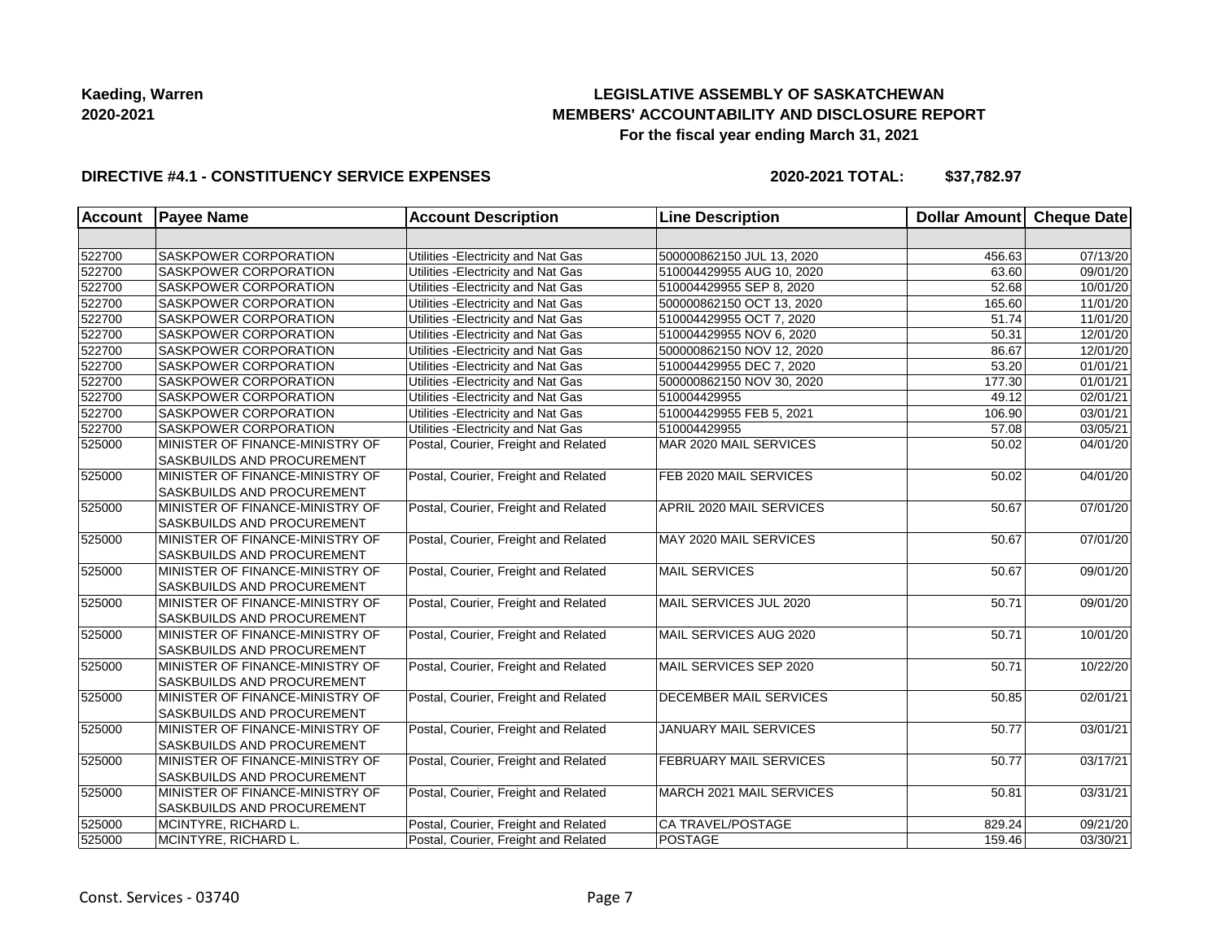**Kaeding, Warren**
**2020-2021**

# LEGISLATIVE ASSEMBLY OF SASKATCHEWAN
## MEMBERS' ACCOUNTABILITY AND DISCLOSURE REPORT
### For the fiscal year ending March 31, 2021

**DIRECTIVE #4.1 - CONSTITUENCY SERVICE EXPENSES** **2020-2021 TOTAL: $37,782.97**

| Account | Payee Name | Account Description | Line Description | Dollar Amount | Cheque Date |
|---|---|---|---|---|---|
| | | | | | |
| 522700 | SASKPOWER CORPORATION | Utilities -Electricity and Nat Gas | 500000862150 JUL 13, 2020 | 456.63 | 07/13/20 |
| 522700 | SASKPOWER CORPORATION | Utilities -Electricity and Nat Gas | 510004429955 AUG 10, 2020 | 63.60 | 09/01/20 |
| 522700 | SASKPOWER CORPORATION | Utilities -Electricity and Nat Gas | 510004429955 SEP 8, 2020 | 52.68 | 10/01/20 |
| 522700 | SASKPOWER CORPORATION | Utilities -Electricity and Nat Gas | 500000862150 OCT 13, 2020 | 165.60 | 11/01/20 |
| 522700 | SASKPOWER CORPORATION | Utilities -Electricity and Nat Gas | 510004429955 OCT 7, 2020 | 51.74 | 11/01/20 |
| 522700 | SASKPOWER CORPORATION | Utilities -Electricity and Nat Gas | 510004429955 NOV 6, 2020 | 50.31 | 12/01/20 |
| 522700 | SASKPOWER CORPORATION | Utilities -Electricity and Nat Gas | 500000862150 NOV 12, 2020 | 86.67 | 12/01/20 |
| 522700 | SASKPOWER CORPORATION | Utilities -Electricity and Nat Gas | 510004429955 DEC 7, 2020 | 53.20 | 01/01/21 |
| 522700 | SASKPOWER CORPORATION | Utilities -Electricity and Nat Gas | 500000862150 NOV 30, 2020 | 177.30 | 01/01/21 |
| 522700 | SASKPOWER CORPORATION | Utilities -Electricity and Nat Gas | 510004429955 | 49.12 | 02/01/21 |
| 522700 | SASKPOWER CORPORATION | Utilities -Electricity and Nat Gas | 510004429955 FEB 5, 2021 | 106.90 | 03/01/21 |
| 522700 | SASKPOWER CORPORATION | Utilities -Electricity and Nat Gas | 510004429955 | 57.08 | 03/05/21 |
| 525000 | MINISTER OF FINANCE-MINISTRY OF SASKBUILDS AND PROCUREMENT | Postal, Courier, Freight and Related | MAR 2020 MAIL SERVICES | 50.02 | 04/01/20 |
| 525000 | MINISTER OF FINANCE-MINISTRY OF SASKBUILDS AND PROCUREMENT | Postal, Courier, Freight and Related | FEB 2020 MAIL SERVICES | 50.02 | 04/01/20 |
| 525000 | MINISTER OF FINANCE-MINISTRY OF SASKBUILDS AND PROCUREMENT | Postal, Courier, Freight and Related | APRIL 2020 MAIL SERVICES | 50.67 | 07/01/20 |
| 525000 | MINISTER OF FINANCE-MINISTRY OF SASKBUILDS AND PROCUREMENT | Postal, Courier, Freight and Related | MAY 2020 MAIL SERVICES | 50.67 | 07/01/20 |
| 525000 | MINISTER OF FINANCE-MINISTRY OF SASKBUILDS AND PROCUREMENT | Postal, Courier, Freight and Related | MAIL SERVICES | 50.67 | 09/01/20 |
| 525000 | MINISTER OF FINANCE-MINISTRY OF SASKBUILDS AND PROCUREMENT | Postal, Courier, Freight and Related | MAIL SERVICES JUL 2020 | 50.71 | 09/01/20 |
| 525000 | MINISTER OF FINANCE-MINISTRY OF SASKBUILDS AND PROCUREMENT | Postal, Courier, Freight and Related | MAIL SERVICES AUG 2020 | 50.71 | 10/01/20 |
| 525000 | MINISTER OF FINANCE-MINISTRY OF SASKBUILDS AND PROCUREMENT | Postal, Courier, Freight and Related | MAIL SERVICES SEP 2020 | 50.71 | 10/22/20 |
| 525000 | MINISTER OF FINANCE-MINISTRY OF SASKBUILDS AND PROCUREMENT | Postal, Courier, Freight and Related | DECEMBER MAIL SERVICES | 50.85 | 02/01/21 |
| 525000 | MINISTER OF FINANCE-MINISTRY OF SASKBUILDS AND PROCUREMENT | Postal, Courier, Freight and Related | JANUARY MAIL SERVICES | 50.77 | 03/01/21 |
| 525000 | MINISTER OF FINANCE-MINISTRY OF SASKBUILDS AND PROCUREMENT | Postal, Courier, Freight and Related | FEBRUARY MAIL SERVICES | 50.77 | 03/17/21 |
| 525000 | MINISTER OF FINANCE-MINISTRY OF SASKBUILDS AND PROCUREMENT | Postal, Courier, Freight and Related | MARCH 2021 MAIL SERVICES | 50.81 | 03/31/21 |
| 525000 | MCINTYRE, RICHARD L. | Postal, Courier, Freight and Related | CA TRAVEL/POSTAGE | 829.24 | 09/21/20 |
| 525000 | MCINTYRE, RICHARD L. | Postal, Courier, Freight and Related | POSTAGE | 159.46 | 03/30/21 |

Const. Services - 03740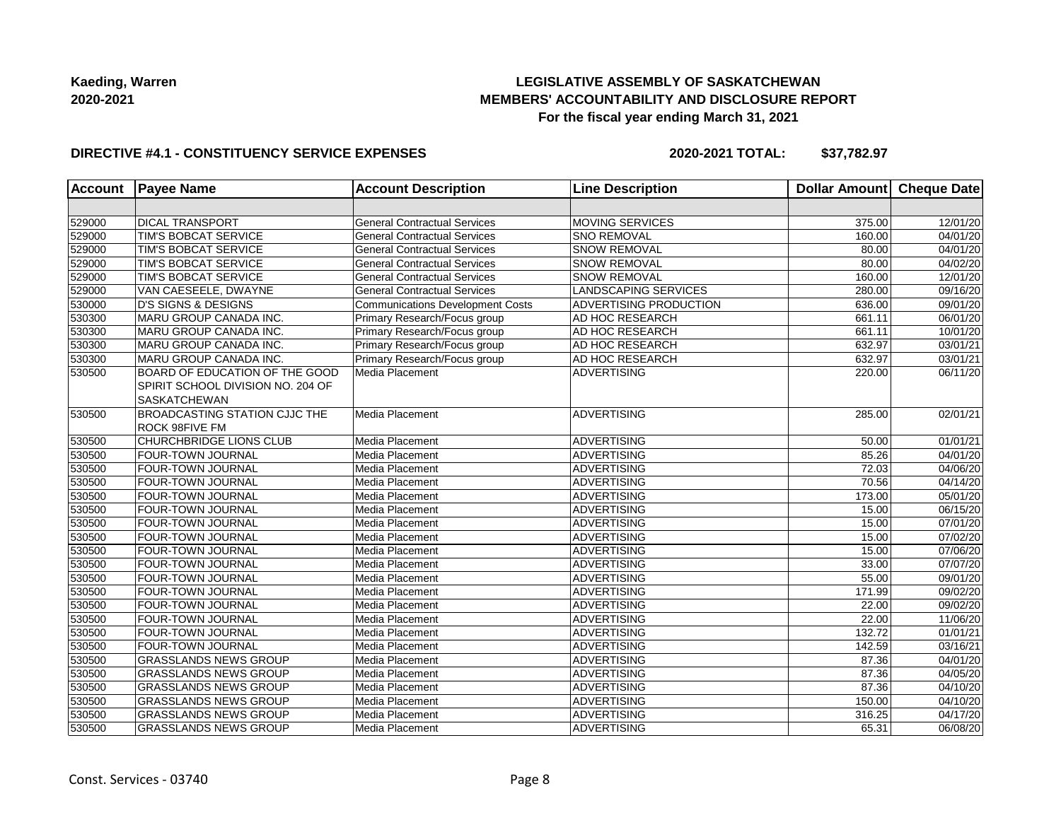**Kaeding, Warren**
**2020-2021**

# LEGISLATIVE ASSEMBLY OF SASKATCHEWAN
## MEMBERS' ACCOUNTABILITY AND DISCLOSURE REPORT
### For the fiscal year ending March 31, 2021

**DIRECTIVE #4.1 - CONSTITUENCY SERVICE EXPENSES** **2020-2021 TOTAL: $37,782.97**

| Account | Payee Name | Account Description | Line Description | Dollar Amount | Cheque Date |
|---|---|---|---|---|---|
| | | | | | |
| 529000 | DICAL TRANSPORT | General Contractual Services | MOVING SERVICES | 375.00 | 12/01/20 |
| 529000 | TIM'S BOBCAT SERVICE | General Contractual Services | SNO REMOVAL | 160.00 | 04/01/20 |
| 529000 | TIM'S BOBCAT SERVICE | General Contractual Services | SNOW REMOVAL | 80.00 | 04/01/20 |
| 529000 | TIM'S BOBCAT SERVICE | General Contractual Services | SNOW REMOVAL | 80.00 | 04/02/20 |
| 529000 | TIM'S BOBCAT SERVICE | General Contractual Services | SNOW REMOVAL | 160.00 | 12/01/20 |
| 529000 | VAN CAESEELE, DWAYNE | General Contractual Services | LANDSCAPING SERVICES | 280.00 | 09/16/20 |
| 530000 | D'S SIGNS & DESIGNS | Communications Development Costs | ADVERTISING PRODUCTION | 636.00 | 09/01/20 |
| 530300 | MARU GROUP CANADA INC. | Primary Research/Focus group | AD HOC RESEARCH | 661.11 | 06/01/20 |
| 530300 | MARU GROUP CANADA INC. | Primary Research/Focus group | AD HOC RESEARCH | 661.11 | 10/01/20 |
| 530300 | MARU GROUP CANADA INC. | Primary Research/Focus group | AD HOC RESEARCH | 632.97 | 03/01/21 |
| 530300 | MARU GROUP CANADA INC. | Primary Research/Focus group | AD HOC RESEARCH | 632.97 | 03/01/21 |
| 530500 | BOARD OF EDUCATION OF THE GOOD SPIRIT SCHOOL DIVISION NO. 204 OF SASKATCHEWAN | Media Placement | ADVERTISING | 220.00 | 06/11/20 |
| 530500 | BROADCASTING STATION CJJC THE ROCK 98FIVE FM | Media Placement | ADVERTISING | 285.00 | 02/01/21 |
| 530500 | CHURCHBRIDGE LIONS CLUB | Media Placement | ADVERTISING | 50.00 | 01/01/21 |
| 530500 | FOUR-TOWN JOURNAL | Media Placement | ADVERTISING | 85.26 | 04/01/20 |
| 530500 | FOUR-TOWN JOURNAL | Media Placement | ADVERTISING | 72.03 | 04/06/20 |
| 530500 | FOUR-TOWN JOURNAL | Media Placement | ADVERTISING | 70.56 | 04/14/20 |
| 530500 | FOUR-TOWN JOURNAL | Media Placement | ADVERTISING | 173.00 | 05/01/20 |
| 530500 | FOUR-TOWN JOURNAL | Media Placement | ADVERTISING | 15.00 | 06/15/20 |
| 530500 | FOUR-TOWN JOURNAL | Media Placement | ADVERTISING | 15.00 | 07/01/20 |
| 530500 | FOUR-TOWN JOURNAL | Media Placement | ADVERTISING | 15.00 | 07/02/20 |
| 530500 | FOUR-TOWN JOURNAL | Media Placement | ADVERTISING | 15.00 | 07/06/20 |
| 530500 | FOUR-TOWN JOURNAL | Media Placement | ADVERTISING | 33.00 | 07/07/20 |
| 530500 | FOUR-TOWN JOURNAL | Media Placement | ADVERTISING | 55.00 | 09/01/20 |
| 530500 | FOUR-TOWN JOURNAL | Media Placement | ADVERTISING | 171.99 | 09/02/20 |
| 530500 | FOUR-TOWN JOURNAL | Media Placement | ADVERTISING | 22.00 | 09/02/20 |
| 530500 | FOUR-TOWN JOURNAL | Media Placement | ADVERTISING | 22.00 | 11/06/20 |
| 530500 | FOUR-TOWN JOURNAL | Media Placement | ADVERTISING | 132.72 | 01/01/21 |
| 530500 | FOUR-TOWN JOURNAL | Media Placement | ADVERTISING | 142.59 | 03/16/21 |
| 530500 | GRASSLANDS NEWS GROUP | Media Placement | ADVERTISING | 87.36 | 04/01/20 |
| 530500 | GRASSLANDS NEWS GROUP | Media Placement | ADVERTISING | 87.36 | 04/05/20 |
| 530500 | GRASSLANDS NEWS GROUP | Media Placement | ADVERTISING | 87.36 | 04/10/20 |
| 530500 | GRASSLANDS NEWS GROUP | Media Placement | ADVERTISING | 150.00 | 04/10/20 |
| 530500 | GRASSLANDS NEWS GROUP | Media Placement | ADVERTISING | 316.25 | 04/17/20 |
| 530500 | GRASSLANDS NEWS GROUP | Media Placement | ADVERTISING | 65.31 | 06/08/20 |

Const. Services - 03740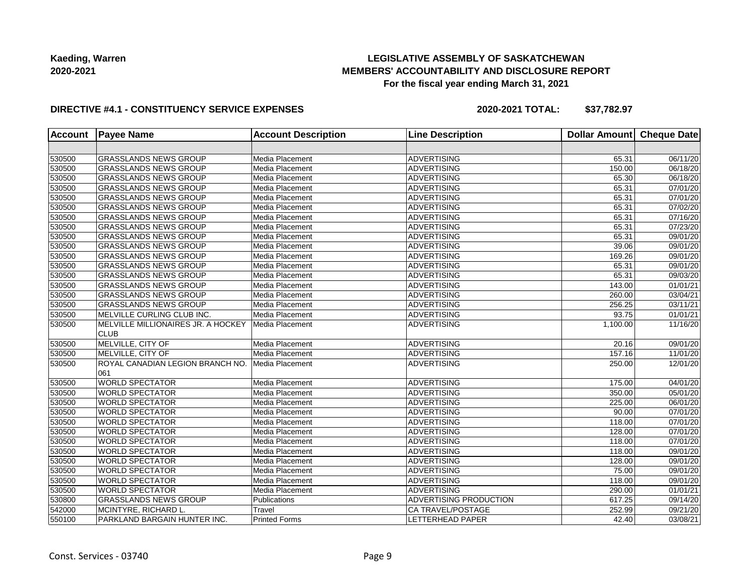Kaeding, Warren
2020-2021

**LEGISLATIVE ASSEMBLY OF SASKATCHEWAN**
**MEMBERS' ACCOUNTABILITY AND DISCLOSURE REPORT**
**For the fiscal year ending March 31, 2021**

**DIRECTIVE #4.1 - CONSTITUENCY SERVICE EXPENSES** **2020-2021 TOTAL: $37,782.97**

| Account | Payee Name | Account Description | Line Description | Dollar Amount | Cheque Date |
|---|---|---|---|---|---|
| | | | | | |
| 530500 | GRASSLANDS NEWS GROUP | Media Placement | ADVERTISING | 65.31 | 06/11/20 |
| 530500 | GRASSLANDS NEWS GROUP | Media Placement | ADVERTISING | 150.00 | 06/18/20 |
| 530500 | GRASSLANDS NEWS GROUP | Media Placement | ADVERTISING | 65.30 | 06/18/20 |
| 530500 | GRASSLANDS NEWS GROUP | Media Placement | ADVERTISING | 65.31 | 07/01/20 |
| 530500 | GRASSLANDS NEWS GROUP | Media Placement | ADVERTISING | 65.31 | 07/01/20 |
| 530500 | GRASSLANDS NEWS GROUP | Media Placement | ADVERTISING | 65.31 | 07/02/20 |
| 530500 | GRASSLANDS NEWS GROUP | Media Placement | ADVERTISING | 65.31 | 07/16/20 |
| 530500 | GRASSLANDS NEWS GROUP | Media Placement | ADVERTISING | 65.31 | 07/23/20 |
| 530500 | GRASSLANDS NEWS GROUP | Media Placement | ADVERTISING | 65.31 | 09/01/20 |
| 530500 | GRASSLANDS NEWS GROUP | Media Placement | ADVERTISING | 39.06 | 09/01/20 |
| 530500 | GRASSLANDS NEWS GROUP | Media Placement | ADVERTISING | 169.26 | 09/01/20 |
| 530500 | GRASSLANDS NEWS GROUP | Media Placement | ADVERTISING | 65.31 | 09/01/20 |
| 530500 | GRASSLANDS NEWS GROUP | Media Placement | ADVERTISING | 65.31 | 09/03/20 |
| 530500 | GRASSLANDS NEWS GROUP | Media Placement | ADVERTISING | 143.00 | 01/01/21 |
| 530500 | GRASSLANDS NEWS GROUP | Media Placement | ADVERTISING | 260.00 | 03/04/21 |
| 530500 | GRASSLANDS NEWS GROUP | Media Placement | ADVERTISING | 256.25 | 03/11/21 |
| 530500 | MELVILLE CURLING CLUB INC. | Media Placement | ADVERTISING | 93.75 | 01/01/21 |
| 530500 | MELVILLE MILLIONAIRES JR. A HOCKEY CLUB | Media Placement | ADVERTISING | 1,100.00 | 11/16/20 |
| 530500 | MELVILLE, CITY OF | Media Placement | ADVERTISING | 20.16 | 09/01/20 |
| 530500 | MELVILLE, CITY OF | Media Placement | ADVERTISING | 157.16 | 11/01/20 |
| 530500 | ROYAL CANADIAN LEGION BRANCH NO. 061 | Media Placement | ADVERTISING | 250.00 | 12/01/20 |
| 530500 | WORLD SPECTATOR | Media Placement | ADVERTISING | 175.00 | 04/01/20 |
| 530500 | WORLD SPECTATOR | Media Placement | ADVERTISING | 350.00 | 05/01/20 |
| 530500 | WORLD SPECTATOR | Media Placement | ADVERTISING | 225.00 | 06/01/20 |
| 530500 | WORLD SPECTATOR | Media Placement | ADVERTISING | 90.00 | 07/01/20 |
| 530500 | WORLD SPECTATOR | Media Placement | ADVERTISING | 118.00 | 07/01/20 |
| 530500 | WORLD SPECTATOR | Media Placement | ADVERTISING | 128.00 | 07/01/20 |
| 530500 | WORLD SPECTATOR | Media Placement | ADVERTISING | 118.00 | 07/01/20 |
| 530500 | WORLD SPECTATOR | Media Placement | ADVERTISING | 118.00 | 09/01/20 |
| 530500 | WORLD SPECTATOR | Media Placement | ADVERTISING | 128.00 | 09/01/20 |
| 530500 | WORLD SPECTATOR | Media Placement | ADVERTISING | 75.00 | 09/01/20 |
| 530500 | WORLD SPECTATOR | Media Placement | ADVERTISING | 118.00 | 09/01/20 |
| 530500 | WORLD SPECTATOR | Media Placement | ADVERTISING | 290.00 | 01/01/21 |
| 530800 | GRASSLANDS NEWS GROUP | Publications | ADVERTISING PRODUCTION | 617.25 | 09/14/20 |
| 542000 | MCINTYRE, RICHARD L. | Travel | CA TRAVEL/POSTAGE | 252.99 | 09/21/20 |
| 550100 | PARKLAND BARGAIN HUNTER INC. | Printed Forms | LETTERHEAD PAPER | 42.40 | 03/08/21 |

Const. Services - 03740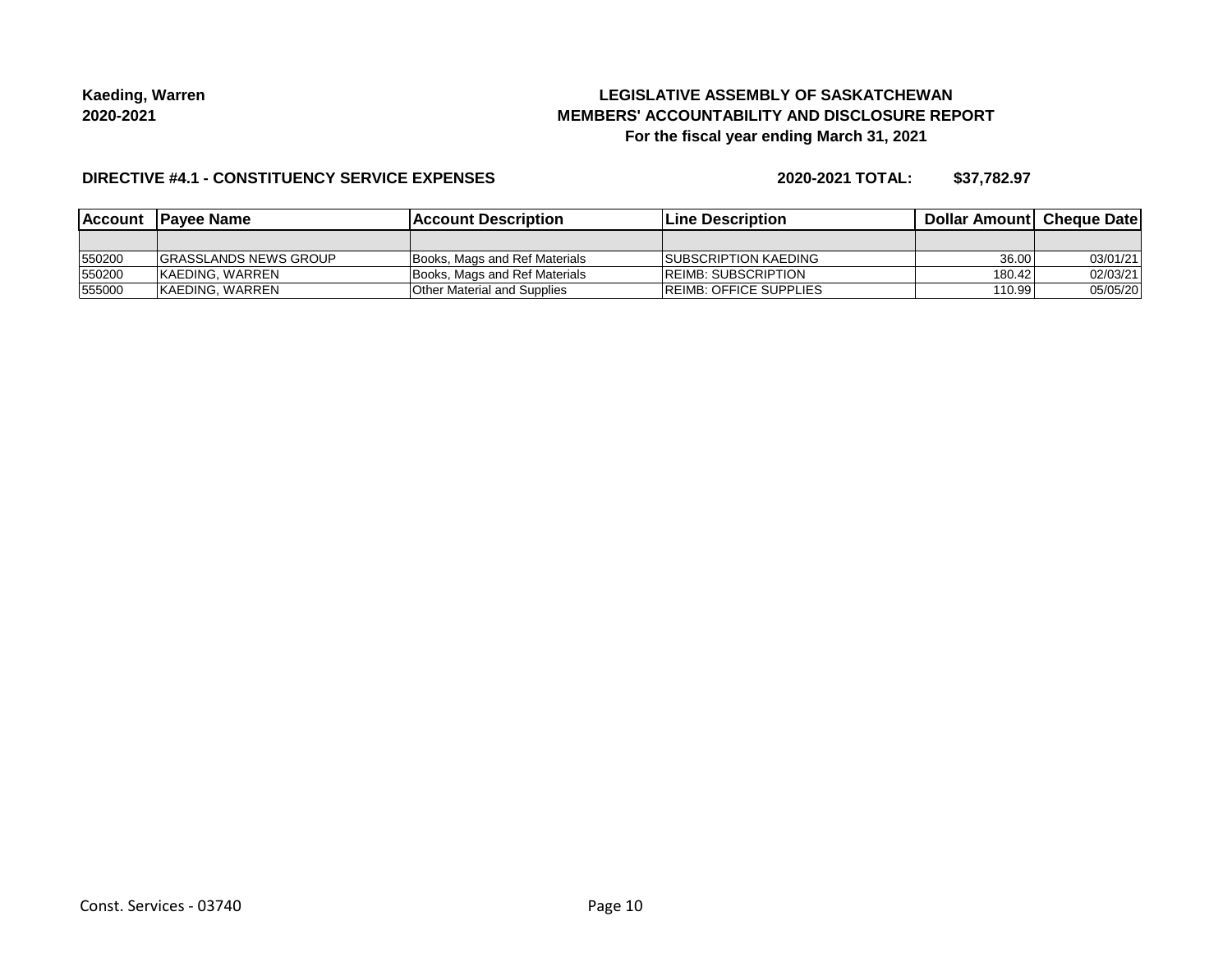**Kaeding, Warren**
**2020-2021**

**LEGISLATIVE ASSEMBLY OF SASKATCHEWAN**
**MEMBERS' ACCOUNTABILITY AND DISCLOSURE REPORT**
**For the fiscal year ending March 31, 2021**

**DIRECTIVE #4.1 - CONSTITUENCY SERVICE EXPENSES** **2020-2021 TOTAL: $37,782.97**

| Account | Payee Name | Account Description | Line Description | Dollar Amount | Cheque Date |
|---|---|---|---|---|---|
| | | | | | |
| 550200 | GRASSLANDS NEWS GROUP | Books, Mags and Ref Materials | SUBSCRIPTION KAEDING | 36.00 | 03/01/21 |
| 550200 | KAEDING, WARREN | Books, Mags and Ref Materials | REIMB: SUBSCRIPTION | 180.42 | 02/03/21 |
| 555000 | KAEDING, WARREN | Other Material and Supplies | REIMB: OFFICE SUPPLIES | 110.99 | 05/05/20 |

Const. Services - 03740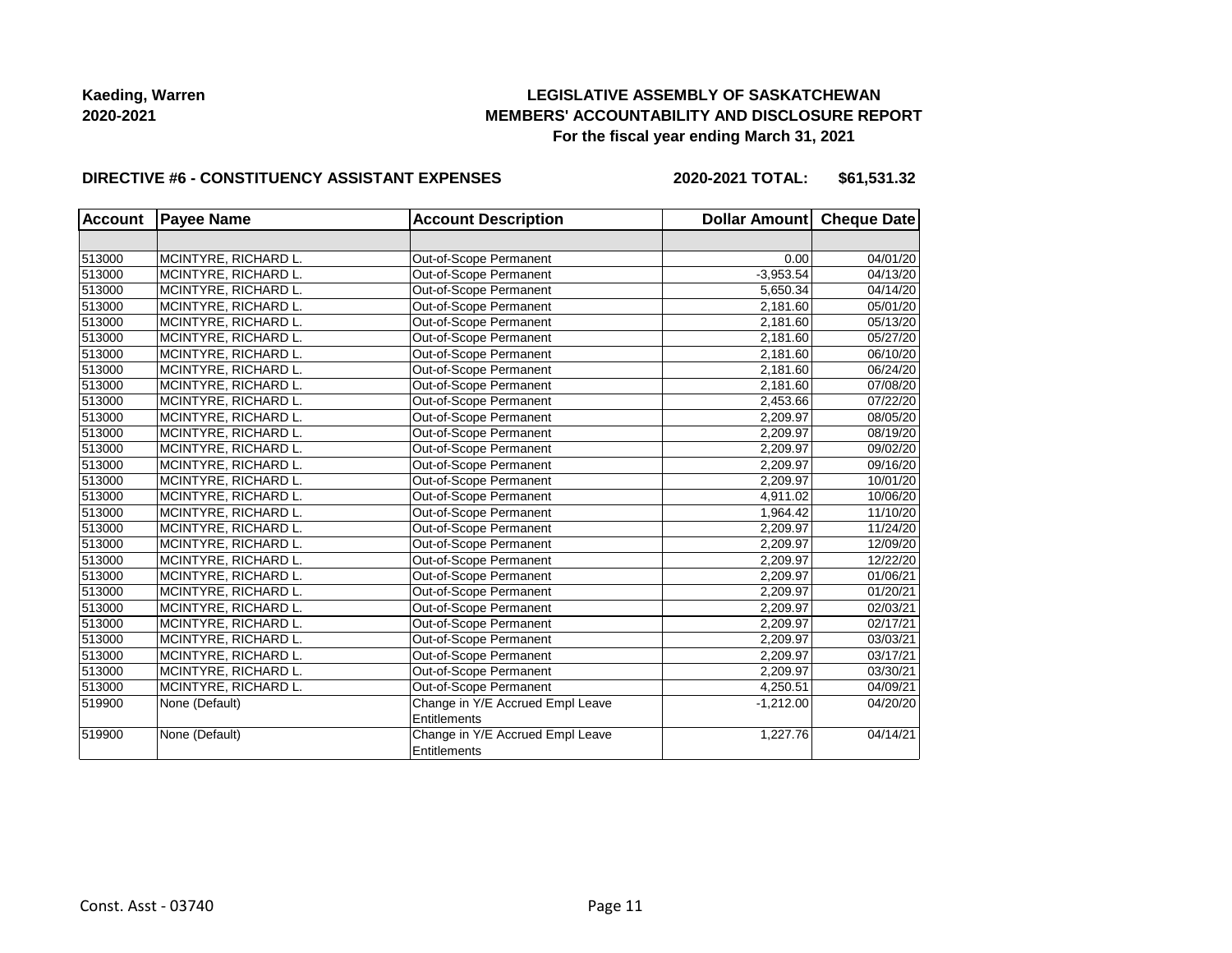**Kaeding, Warren**
**2020-2021**

# LEGISLATIVE ASSEMBLY OF SASKATCHEWAN
## MEMBERS' ACCOUNTABILITY AND DISCLOSURE REPORT
### For the fiscal year ending March 31, 2021

**DIRECTIVE #6 - CONSTITUENCY ASSISTANT EXPENSES** **2020-2021 TOTAL: $61,531.32**

| Account | Payee Name | Account Description | Dollar Amount | Cheque Date |
|---|---|---|---|---|
| | | | | |
| 513000 | MCINTYRE, RICHARD L. | Out-of-Scope Permanent | 0.00 | 04/01/20 |
| 513000 | MCINTYRE, RICHARD L. | Out-of-Scope Permanent | -3,953.54 | 04/13/20 |
| 513000 | MCINTYRE, RICHARD L. | Out-of-Scope Permanent | 5,650.34 | 04/14/20 |
| 513000 | MCINTYRE, RICHARD L. | Out-of-Scope Permanent | 2,181.60 | 05/01/20 |
| 513000 | MCINTYRE, RICHARD L. | Out-of-Scope Permanent | 2,181.60 | 05/13/20 |
| 513000 | MCINTYRE, RICHARD L. | Out-of-Scope Permanent | 2,181.60 | 05/27/20 |
| 513000 | MCINTYRE, RICHARD L. | Out-of-Scope Permanent | 2,181.60 | 06/10/20 |
| 513000 | MCINTYRE, RICHARD L. | Out-of-Scope Permanent | 2,181.60 | 06/24/20 |
| 513000 | MCINTYRE, RICHARD L. | Out-of-Scope Permanent | 2,181.60 | 07/08/20 |
| 513000 | MCINTYRE, RICHARD L. | Out-of-Scope Permanent | 2,453.66 | 07/22/20 |
| 513000 | MCINTYRE, RICHARD L. | Out-of-Scope Permanent | 2,209.97 | 08/05/20 |
| 513000 | MCINTYRE, RICHARD L. | Out-of-Scope Permanent | 2,209.97 | 08/19/20 |
| 513000 | MCINTYRE, RICHARD L. | Out-of-Scope Permanent | 2,209.97 | 09/02/20 |
| 513000 | MCINTYRE, RICHARD L. | Out-of-Scope Permanent | 2,209.97 | 09/16/20 |
| 513000 | MCINTYRE, RICHARD L. | Out-of-Scope Permanent | 2,209.97 | 10/01/20 |
| 513000 | MCINTYRE, RICHARD L. | Out-of-Scope Permanent | 4,911.02 | 10/06/20 |
| 513000 | MCINTYRE, RICHARD L. | Out-of-Scope Permanent | 1,964.42 | 11/10/20 |
| 513000 | MCINTYRE, RICHARD L. | Out-of-Scope Permanent | 2,209.97 | 11/24/20 |
| 513000 | MCINTYRE, RICHARD L. | Out-of-Scope Permanent | 2,209.97 | 12/09/20 |
| 513000 | MCINTYRE, RICHARD L. | Out-of-Scope Permanent | 2,209.97 | 12/22/20 |
| 513000 | MCINTYRE, RICHARD L. | Out-of-Scope Permanent | 2,209.97 | 01/06/21 |
| 513000 | MCINTYRE, RICHARD L. | Out-of-Scope Permanent | 2,209.97 | 01/20/21 |
| 513000 | MCINTYRE, RICHARD L. | Out-of-Scope Permanent | 2,209.97 | 02/03/21 |
| 513000 | MCINTYRE, RICHARD L. | Out-of-Scope Permanent | 2,209.97 | 02/17/21 |
| 513000 | MCINTYRE, RICHARD L. | Out-of-Scope Permanent | 2,209.97 | 03/03/21 |
| 513000 | MCINTYRE, RICHARD L. | Out-of-Scope Permanent | 2,209.97 | 03/17/21 |
| 513000 | MCINTYRE, RICHARD L. | Out-of-Scope Permanent | 2,209.97 | 03/30/21 |
| 513000 | MCINTYRE, RICHARD L. | Out-of-Scope Permanent | 4,250.51 | 04/09/21 |
| 519900 | None (Default) | Change in Y/E Accrued Empl Leave Entitlements | -1,212.00 | 04/20/20 |
| 519900 | None (Default) | Change in Y/E Accrued Empl Leave Entitlements | 1,227.76 | 04/14/21 |

Const. Asst - 03740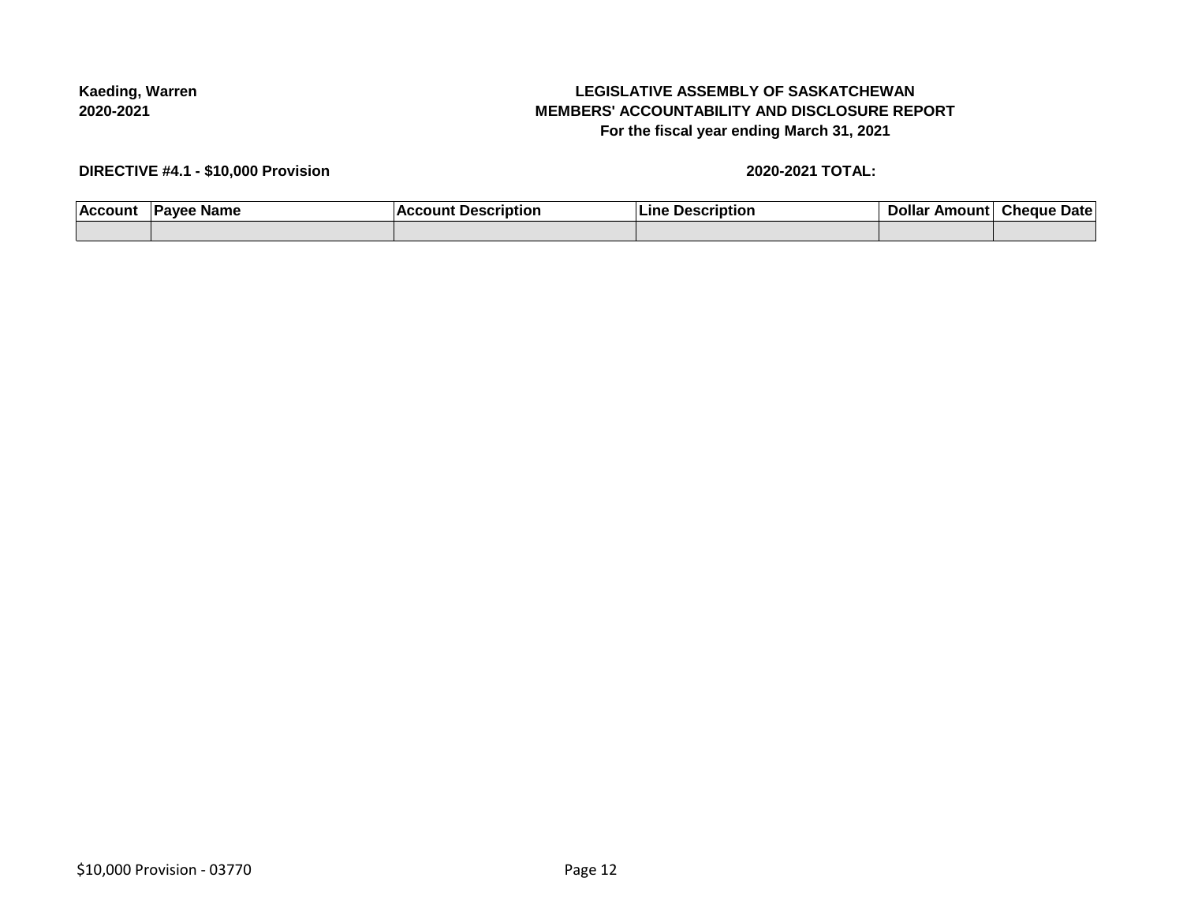**Kaeding, Warren**
**2020-2021**

**LEGISLATIVE ASSEMBLY OF SASKATCHEWAN**
**MEMBERS' ACCOUNTABILITY AND DISCLOSURE REPORT**
**For the fiscal year ending March 31, 2021**

**DIRECTIVE #4.1 - $10,000 Provision**

**2020-2021 TOTAL:**

| Account | Payee Name | Account Description | Line Description | Dollar Amount | Cheque Date |
|---|---|---|---|---|---|
| | | | | | |

$10,000 Provision - 03770